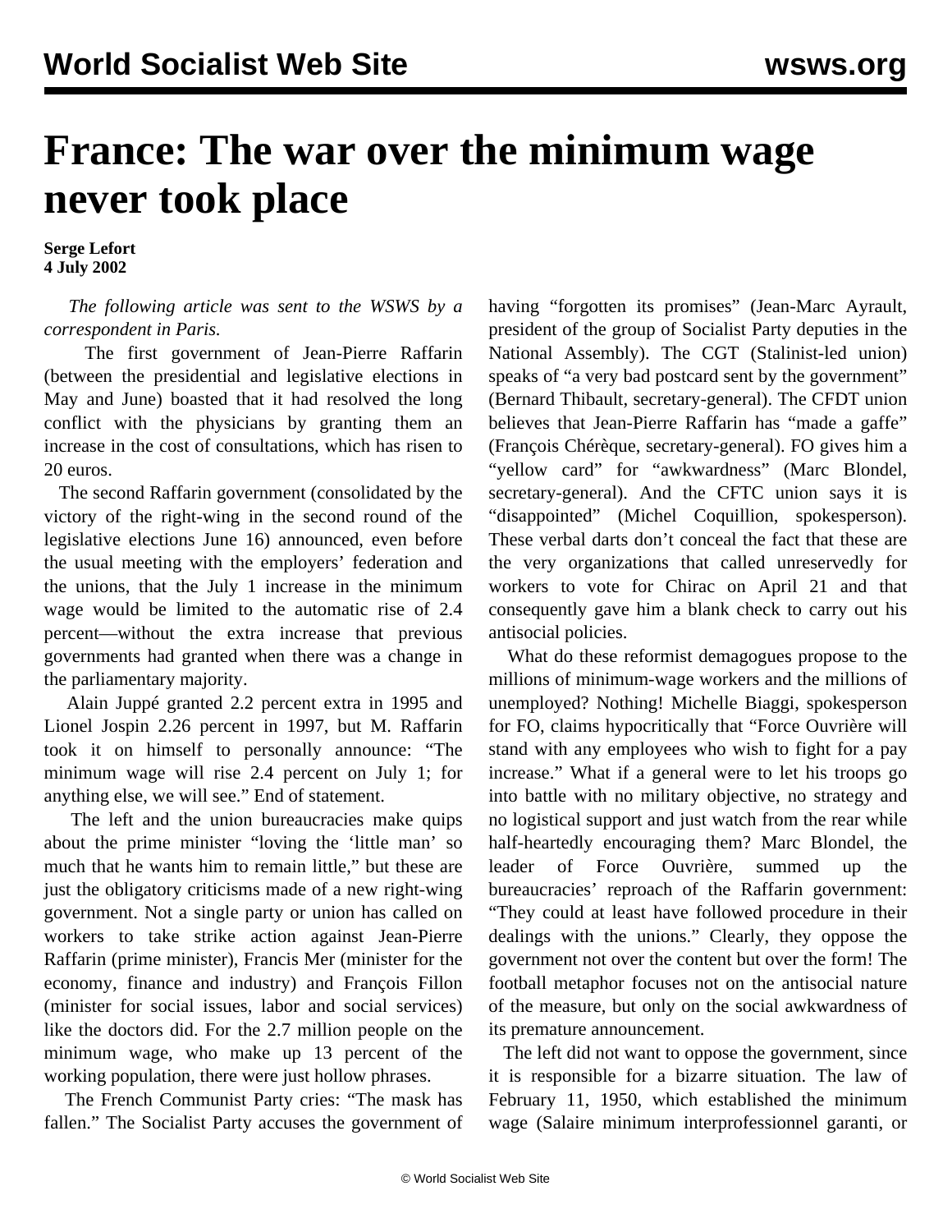// World Socialist Web Site wws.org header is running header; omit? It's site header on each page likely. Omit.

# France: The war over the minimum wage never took place

**Serge Lefort**
**4 July 2002**

*The following article was sent to the WSWS by a correspondent in Paris.*

The first government of Jean-Pierre Raffarin (between the presidential and legislative elections in May and June) boasted that it had resolved the long conflict with the physicians by granting them an increase in the cost of consultations, which has risen to 20 euros.

The second Raffarin government (consolidated by the victory of the right-wing in the second round of the legislative elections June 16) announced, even before the usual meeting with the employers' federation and the unions, that the July 1 increase in the minimum wage would be limited to the automatic rise of 2.4 percent—without the extra increase that previous governments had granted when there was a change in the parliamentary majority.

Alain Juppé granted 2.2 percent extra in 1995 and Lionel Jospin 2.26 percent in 1997, but M. Raffarin took it on himself to personally announce: "The minimum wage will rise 2.4 percent on July 1; for anything else, we will see." End of statement.

The left and the union bureaucracies make quips about the prime minister "loving the 'little man' so much that he wants him to remain little," but these are just the obligatory criticisms made of a new right-wing government. Not a single party or union has called on workers to take strike action against Jean-Pierre Raffarin (prime minister), Francis Mer (minister for the economy, finance and industry) and François Fillon (minister for social issues, labor and social services) like the doctors did. For the 2.7 million people on the minimum wage, who make up 13 percent of the working population, there were just hollow phrases.

The French Communist Party cries: "The mask has fallen." The Socialist Party accuses the government of having "forgotten its promises" (Jean-Marc Ayrault, president of the group of Socialist Party deputies in the National Assembly). The CGT (Stalinist-led union) speaks of "a very bad postcard sent by the government" (Bernard Thibault, secretary-general). The CFDT union believes that Jean-Pierre Raffarin has "made a gaffe" (François Chérèque, secretary-general). FO gives him a "yellow card" for "awkwardness" (Marc Blondel, secretary-general). And the CFTC union says it is "disappointed" (Michel Coquillion, spokesperson). These verbal darts don't conceal the fact that these are the very organizations that called unreservedly for workers to vote for Chirac on April 21 and that consequently gave him a blank check to carry out his antisocial policies.

What do these reformist demagogues propose to the millions of minimum-wage workers and the millions of unemployed? Nothing! Michelle Biaggi, spokesperson for FO, claims hypocritically that "Force Ouvrière will stand with any employees who wish to fight for a pay increase." What if a general were to let his troops go into battle with no military objective, no strategy and no logistical support and just watch from the rear while half-heartedly encouraging them? Marc Blondel, the leader of Force Ouvrière, summed up the bureaucracies' reproach of the Raffarin government: "They could at least have followed procedure in their dealings with the unions." Clearly, they oppose the government not over the content but over the form! The football metaphor focuses not on the antisocial nature of the measure, but only on the social awkwardness of its premature announcement.

The left did not want to oppose the government, since it is responsible for a bizarre situation. The law of February 11, 1950, which established the minimum wage (Salaire minimum interprofessionnel garanti, or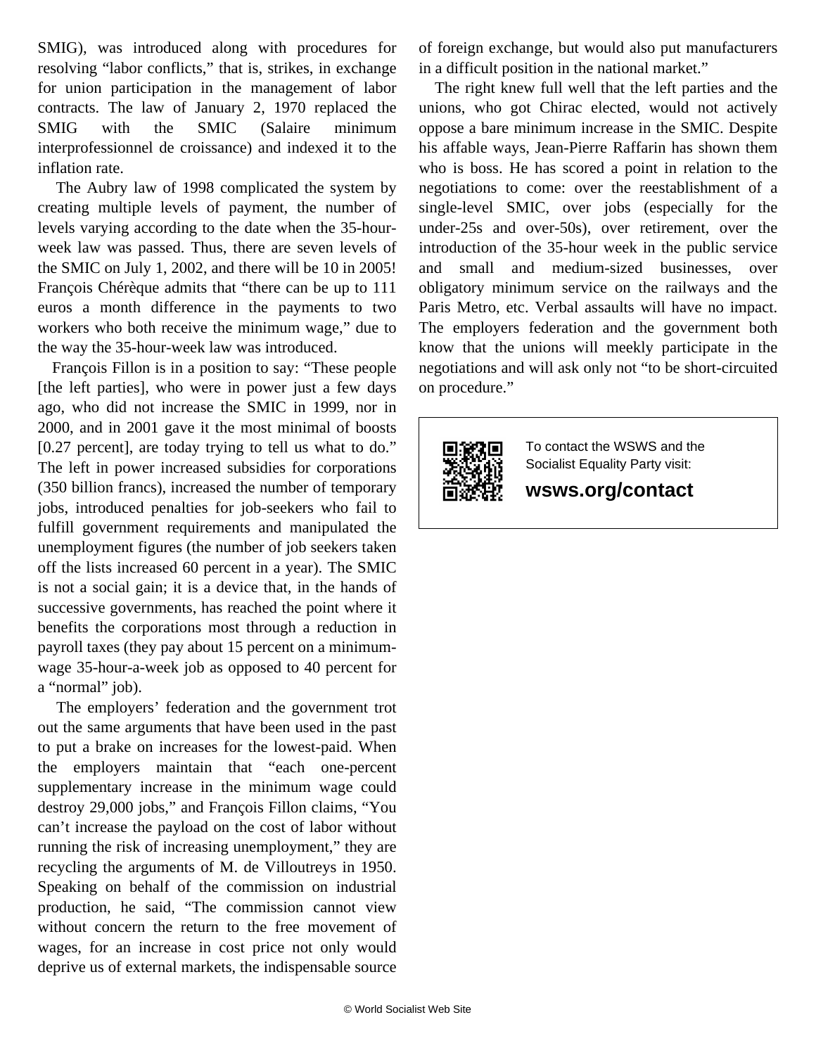SMIG), was introduced along with procedures for resolving “labor conflicts,” that is, strikes, in exchange for union participation in the management of labor contracts. The law of January 2, 1970 replaced the SMIG with the SMIC (Salaire minimum interprofessionnel de croissance) and indexed it to the inflation rate.

The Aubry law of 1998 complicated the system by creating multiple levels of payment, the number of levels varying according to the date when the 35-hour-week law was passed. Thus, there are seven levels of the SMIC on July 1, 2002, and there will be 10 in 2005! François Chérèque admits that “there can be up to 111 euros a month difference in the payments to two workers who both receive the minimum wage,” due to the way the 35-hour-week law was introduced.

François Fillon is in a position to say: “These people [the left parties], who were in power just a few days ago, who did not increase the SMIC in 1999, nor in 2000, and in 2001 gave it the most minimal of boosts [0.27 percent], are today trying to tell us what to do.” The left in power increased subsidies for corporations (350 billion francs), increased the number of temporary jobs, introduced penalties for job-seekers who fail to fulfill government requirements and manipulated the unemployment figures (the number of job seekers taken off the lists increased 60 percent in a year). The SMIC is not a social gain; it is a device that, in the hands of successive governments, has reached the point where it benefits the corporations most through a reduction in payroll taxes (they pay about 15 percent on a minimum-wage 35-hour-a-week job as opposed to 40 percent for a “normal” job).

The employers’ federation and the government trot out the same arguments that have been used in the past to put a brake on increases for the lowest-paid. When the employers maintain that “each one-percent supplementary increase in the minimum wage could destroy 29,000 jobs,” and François Fillon claims, “You can’t increase the payload on the cost of labor without running the risk of increasing unemployment,” they are recycling the arguments of M. de Villoutreys in 1950. Speaking on behalf of the commission on industrial production, he said, “The commission cannot view without concern the return to the free movement of wages, for an increase in cost price not only would deprive us of external markets, the indispensable source of foreign exchange, but would also put manufacturers in a difficult position in the national market.”

The right knew full well that the left parties and the unions, who got Chirac elected, would not actively oppose a bare minimum increase in the SMIC. Despite his affable ways, Jean-Pierre Raffarin has shown them who is boss. He has scored a point in relation to the negotiations to come: over the reestablishment of a single-level SMIC, over jobs (especially for the under-25s and over-50s), over retirement, over the introduction of the 35-hour week in the public service and small and medium-sized businesses, over obligatory minimum service on the railways and the Paris Metro, etc. Verbal assaults will have no impact. The employers federation and the government both know that the unions will meekly participate in the negotiations and will ask only not “to be short-circuited on procedure.”

To contact the WSWS and the Socialist Equality Party visit:

**wsws.org/contact**